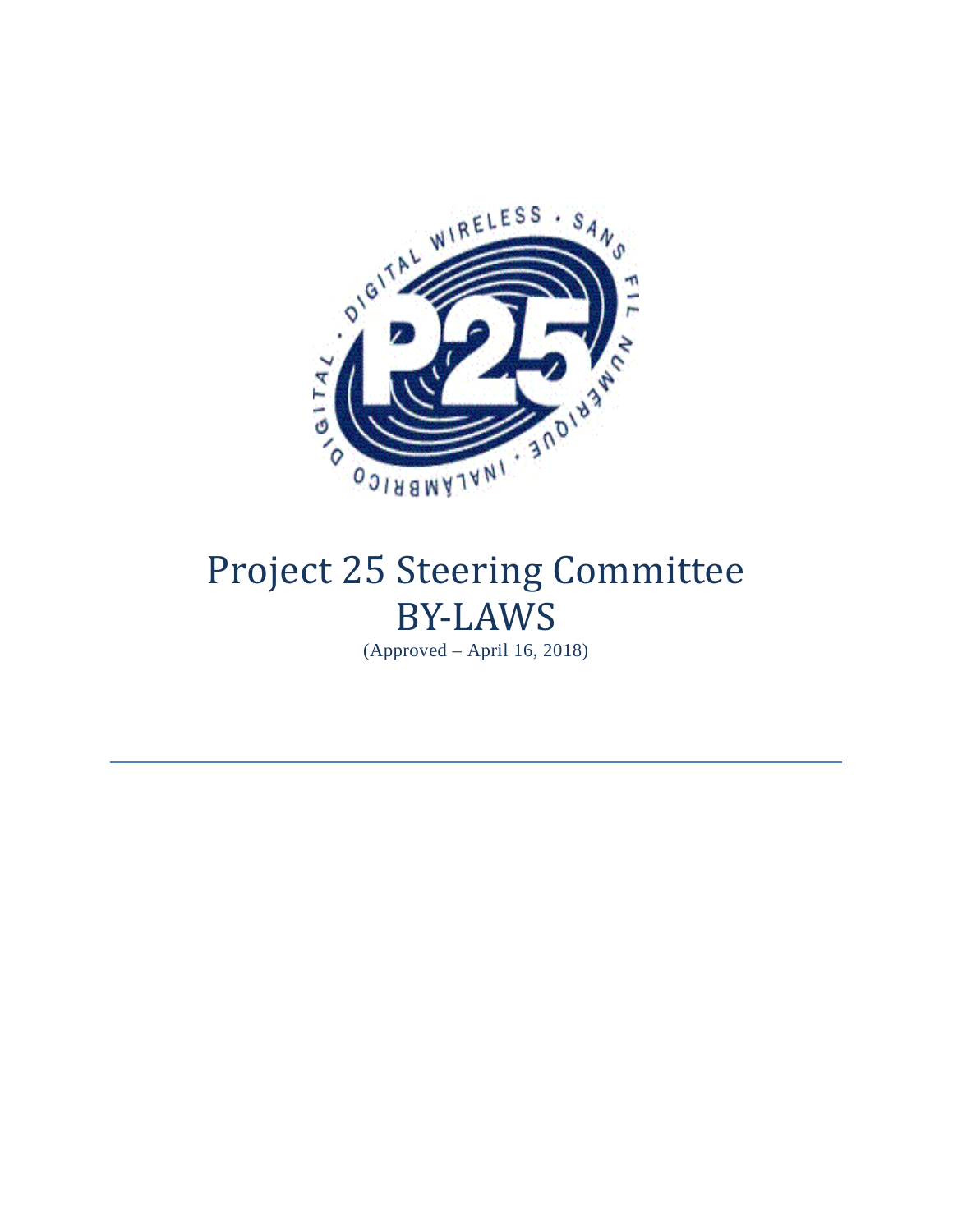# Project 25 Steering Committee BY-LAWS

(Approved – April 16, 2018)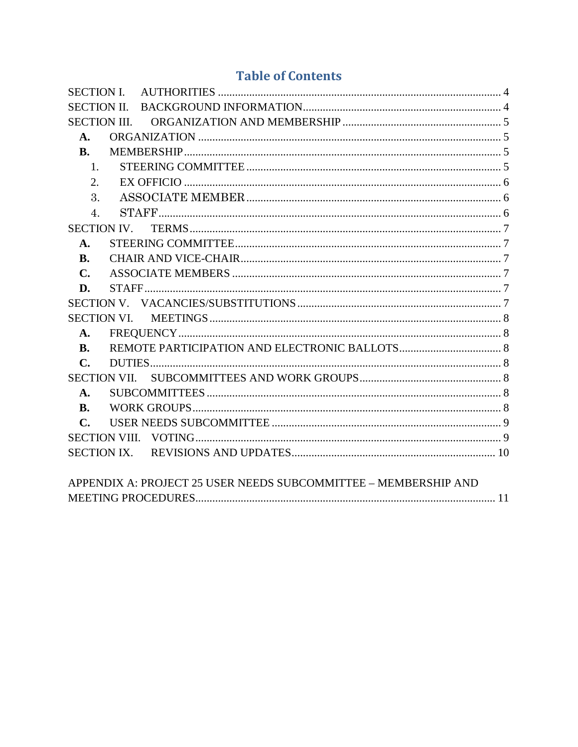## Table of Contents

SECTION I. AUTHORITIES ........................................................................................................ 4
SECTION II. BACKGROUND INFORMATION ........................................................................... 4
SECTION III. ORGANIZATION AND MEMBERSHIP ................................................................ 5
- **A.** ORGANIZATION ........................................................................................................ 5
- **B.** MEMBERSHIP ............................................................................................................ 5
  1. STEERING COMMITTEE ........................................................................................ 5
  2. EX OFFICIO ............................................................................................................ 6
  3. ASSOCIATE MEMBER ............................................................................................ 6
  4. STAFF ..................................................................................................................... 6

SECTION IV. TERMS ................................................................................................................ 7
- **A.** STEERING COMMITTEE ............................................................................................ 7
- **B.** CHAIR AND VICE-CHAIR ........................................................................................... 7
- **C.** ASSOCIATE MEMBERS .............................................................................................. 7
- **D.** STAFF ......................................................................................................................... 7

SECTION V. VACANCIES/SUBSTITUTIONS ........................................................................... 7
SECTION VI. MEETINGS ........................................................................................................... 8
- **A.** FREQUENCY .............................................................................................................. 8
- **B.** REMOTE PARTICIPATION AND ELECTRONIC BALLOTS ......................................... 8
- **C.** DUTIES ....................................................................................................................... 8

SECTION VII. SUBCOMMITTEES AND WORK GROUPS ...................................................... 8
- **A.** SUBCOMMITTEES ..................................................................................................... 8
- **B.** WORK GROUPS ......................................................................................................... 8
- **C.** USER NEEDS SUBCOMMITTEE ................................................................................. 9

SECTION VIII. VOTING ............................................................................................................. 9
SECTION IX. REVISIONS AND UPDATES .............................................................................. 10

APPENDIX A: PROJECT 25 USER NEEDS SUBCOMMITTEE – MEMBERSHIP AND MEETING PROCEDURES ................................................................................................................ 11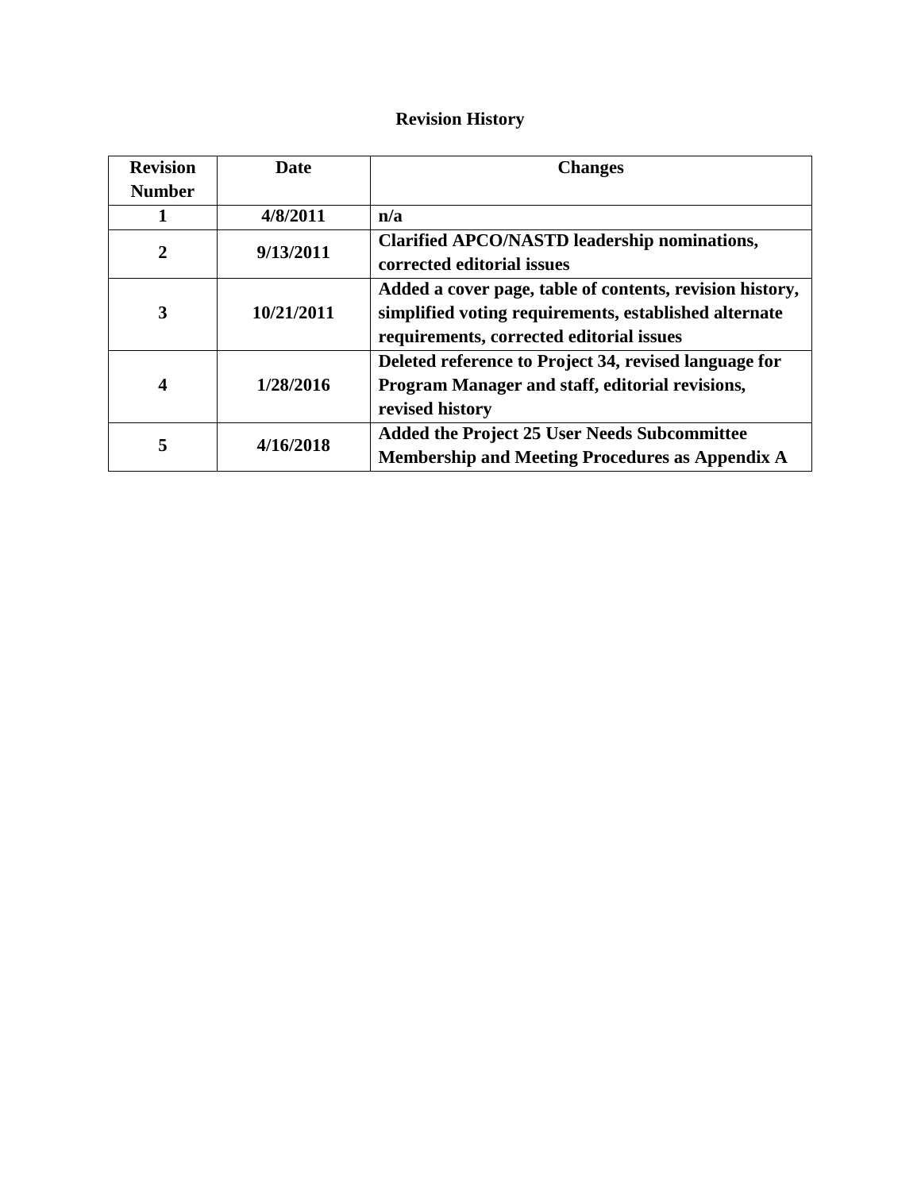# Revision History

| Revision Number | Date | Changes |
|---|---|---|
| 1 | 4/8/2011 | n/a |
| 2 | 9/13/2011 | Clarified APCO/NASTD leadership nominations, corrected editorial issues |
| 3 | 10/21/2011 | Added a cover page, table of contents, revision history, simplified voting requirements, established alternate requirements, corrected editorial issues |
| 4 | 1/28/2016 | Deleted reference to Project 34, revised language for Program Manager and staff, editorial revisions, revised history |
| 5 | 4/16/2018 | Added the Project 25 User Needs Subcommittee Membership and Meeting Procedures as Appendix A |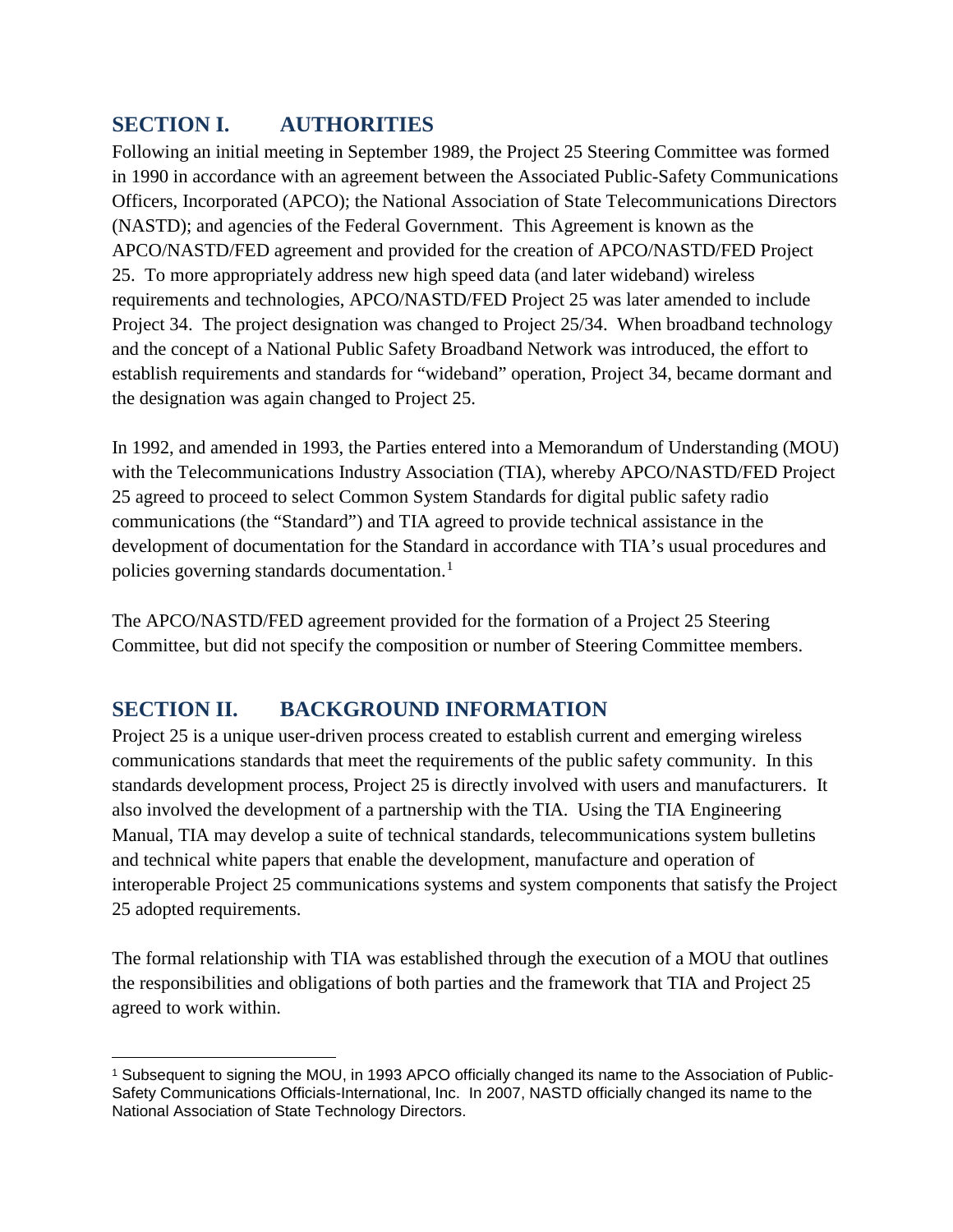## SECTION I. AUTHORITIES

Following an initial meeting in September 1989, the Project 25 Steering Committee was formed in 1990 in accordance with an agreement between the Associated Public-Safety Communications Officers, Incorporated (APCO); the National Association of State Telecommunications Directors (NASTD); and agencies of the Federal Government. This Agreement is known as the APCO/NASTD/FED agreement and provided for the creation of APCO/NASTD/FED Project 25. To more appropriately address new high speed data (and later wideband) wireless requirements and technologies, APCO/NASTD/FED Project 25 was later amended to include Project 34. The project designation was changed to Project 25/34. When broadband technology and the concept of a National Public Safety Broadband Network was introduced, the effort to establish requirements and standards for "wideband" operation, Project 34, became dormant and the designation was again changed to Project 25.

In 1992, and amended in 1993, the Parties entered into a Memorandum of Understanding (MOU) with the Telecommunications Industry Association (TIA), whereby APCO/NASTD/FED Project 25 agreed to proceed to select Common System Standards for digital public safety radio communications (the "Standard") and TIA agreed to provide technical assistance in the development of documentation for the Standard in accordance with TIA's usual procedures and policies governing standards documentation.[1]

The APCO/NASTD/FED agreement provided for the formation of a Project 25 Steering Committee, but did not specify the composition or number of Steering Committee members.

## SECTION II. BACKGROUND INFORMATION

Project 25 is a unique user-driven process created to establish current and emerging wireless communications standards that meet the requirements of the public safety community. In this standards development process, Project 25 is directly involved with users and manufacturers. It also involved the development of a partnership with the TIA. Using the TIA Engineering Manual, TIA may develop a suite of technical standards, telecommunications system bulletins and technical white papers that enable the development, manufacture and operation of interoperable Project 25 communications systems and system components that satisfy the Project 25 adopted requirements.

The formal relationship with TIA was established through the execution of a MOU that outlines the responsibilities and obligations of both parties and the framework that TIA and Project 25 agreed to work within.

[1] Subsequent to signing the MOU, in 1993 APCO officially changed its name to the Association of Public-Safety Communications Officials-International, Inc. In 2007, NASTD officially changed its name to the National Association of State Technology Directors.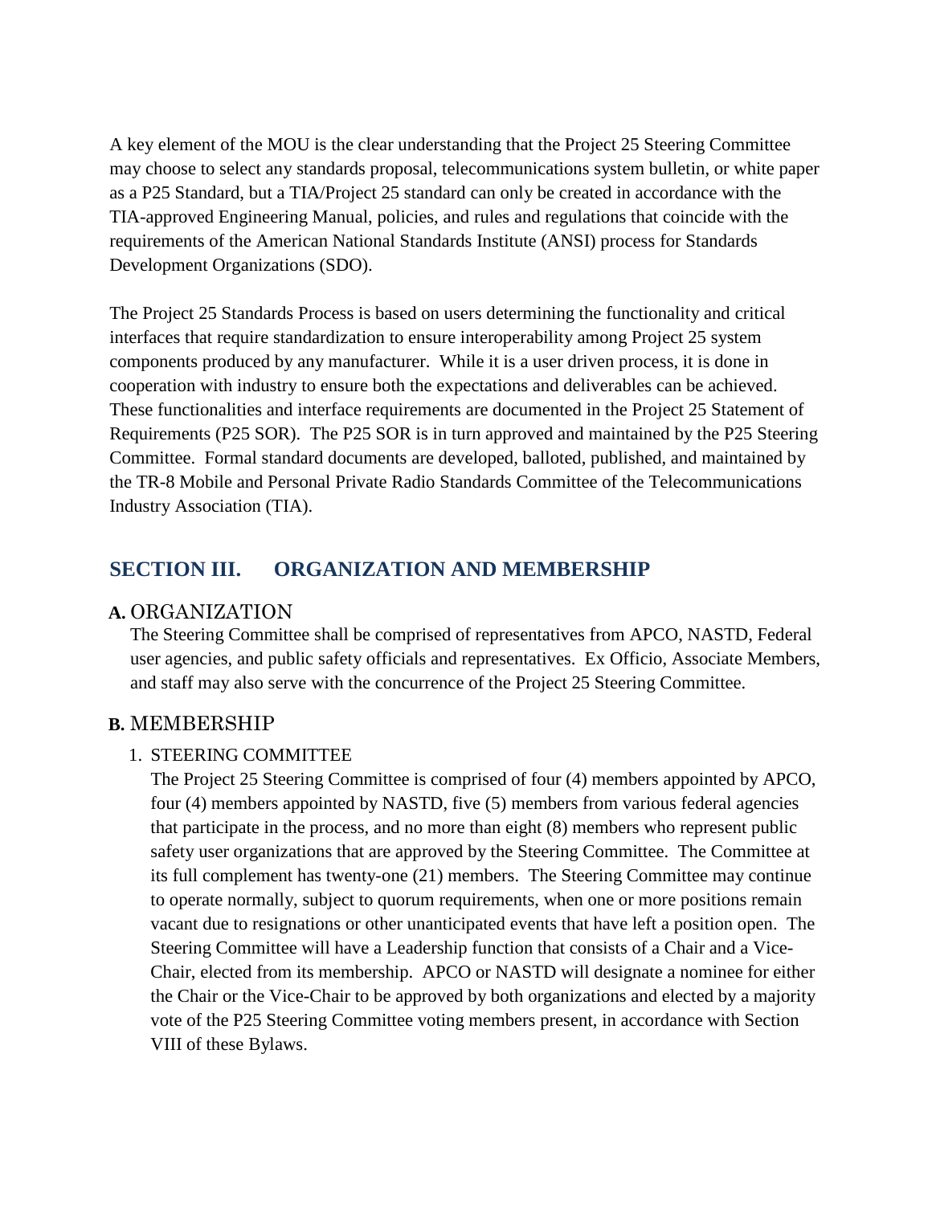A key element of the MOU is the clear understanding that the Project 25 Steering Committee may choose to select any standards proposal, telecommunications system bulletin, or white paper as a P25 Standard, but a TIA/Project 25 standard can only be created in accordance with the TIA-approved Engineering Manual, policies, and rules and regulations that coincide with the requirements of the American National Standards Institute (ANSI) process for Standards Development Organizations (SDO).

The Project 25 Standards Process is based on users determining the functionality and critical interfaces that require standardization to ensure interoperability among Project 25 system components produced by any manufacturer. While it is a user driven process, it is done in cooperation with industry to ensure both the expectations and deliverables can be achieved. These functionalities and interface requirements are documented in the Project 25 Statement of Requirements (P25 SOR). The P25 SOR is in turn approved and maintained by the P25 Steering Committee. Formal standard documents are developed, balloted, published, and maintained by the TR-8 Mobile and Personal Private Radio Standards Committee of the Telecommunications Industry Association (TIA).

## SECTION III. ORGANIZATION AND MEMBERSHIP

### A. ORGANIZATION

The Steering Committee shall be comprised of representatives from APCO, NASTD, Federal user agencies, and public safety officials and representatives. Ex Officio, Associate Members, and staff may also serve with the concurrence of the Project 25 Steering Committee.

### B. MEMBERSHIP

1. STEERING COMMITTEE

   The Project 25 Steering Committee is comprised of four (4) members appointed by APCO, four (4) members appointed by NASTD, five (5) members from various federal agencies that participate in the process, and no more than eight (8) members who represent public safety user organizations that are approved by the Steering Committee. The Committee at its full complement has twenty-one (21) members. The Steering Committee may continue to operate normally, subject to quorum requirements, when one or more positions remain vacant due to resignations or other unanticipated events that have left a position open. The Steering Committee will have a Leadership function that consists of a Chair and a Vice-Chair, elected from its membership. APCO or NASTD will designate a nominee for either the Chair or the Vice-Chair to be approved by both organizations and elected by a majority vote of the P25 Steering Committee voting members present, in accordance with Section VIII of these Bylaws.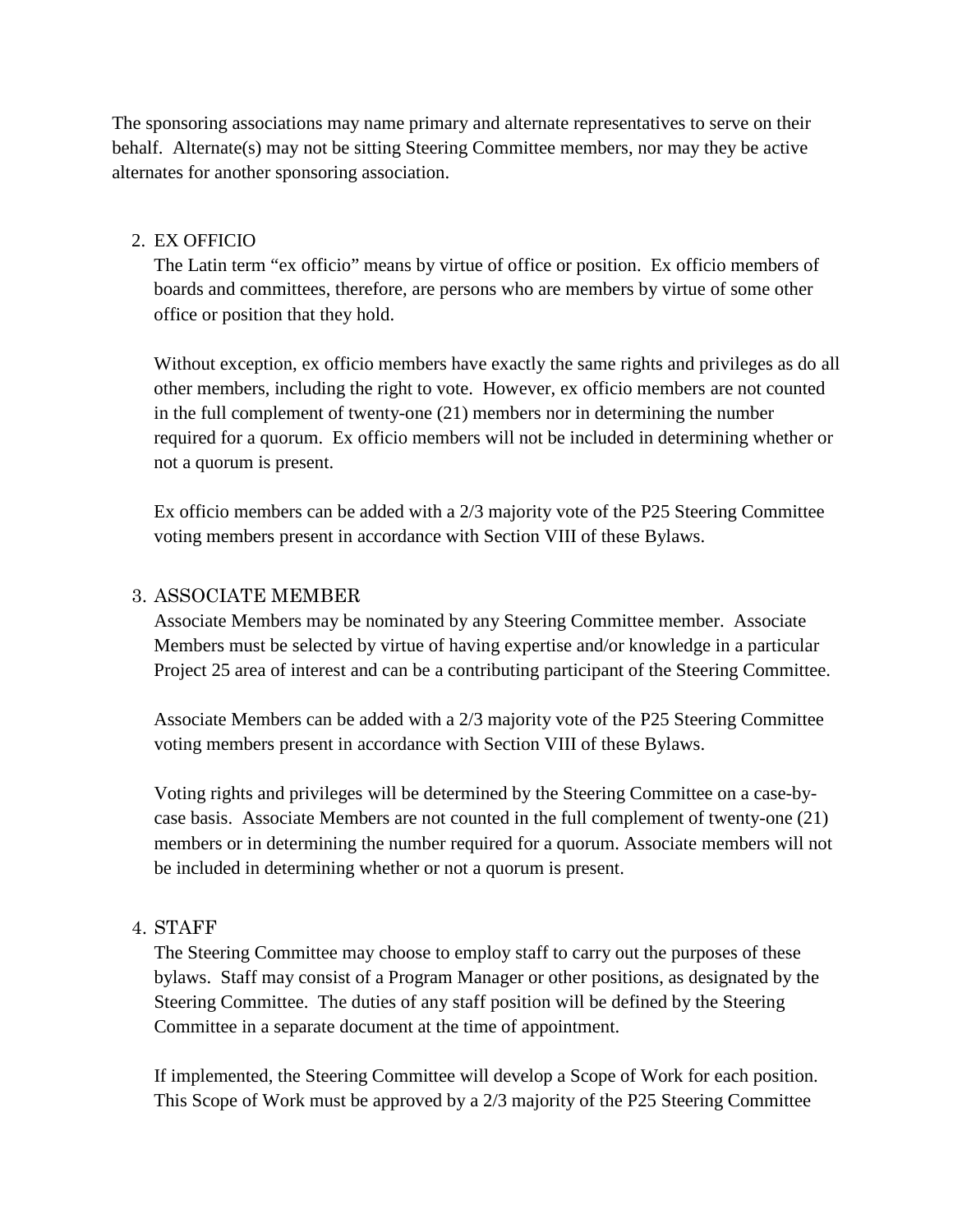The sponsoring associations may name primary and alternate representatives to serve on their behalf.  Alternate(s) may not be sitting Steering Committee members, nor may they be active alternates for another sponsoring association.

2. EX OFFICIO

   The Latin term "ex officio" means by virtue of office or position.  Ex officio members of boards and committees, therefore, are persons who are members by virtue of some other office or position that they hold.

   Without exception, ex officio members have exactly the same rights and privileges as do all other members, including the right to vote.  However, ex officio members are not counted in the full complement of twenty-one (21) members nor in determining the number required for a quorum.  Ex officio members will not be included in determining whether or not a quorum is present.

   Ex officio members can be added with a 2/3 majority vote of the P25 Steering Committee voting members present in accordance with Section VIII of these Bylaws.

3. ASSOCIATE MEMBER

   Associate Members may be nominated by any Steering Committee member.  Associate Members must be selected by virtue of having expertise and/or knowledge in a particular Project 25 area of interest and can be a contributing participant of the Steering Committee.

   Associate Members can be added with a 2/3 majority vote of the P25 Steering Committee voting members present in accordance with Section VIII of these Bylaws.

   Voting rights and privileges will be determined by the Steering Committee on a case-by-case basis.  Associate Members are not counted in the full complement of twenty-one (21) members or in determining the number required for a quorum. Associate members will not be included in determining whether or not a quorum is present.

4. STAFF

   The Steering Committee may choose to employ staff to carry out the purposes of these bylaws.  Staff may consist of a Program Manager or other positions, as designated by the Steering Committee.  The duties of any staff position will be defined by the Steering Committee in a separate document at the time of appointment.

   If implemented, the Steering Committee will develop a Scope of Work for each position. This Scope of Work must be approved by a 2/3 majority of the P25 Steering Committee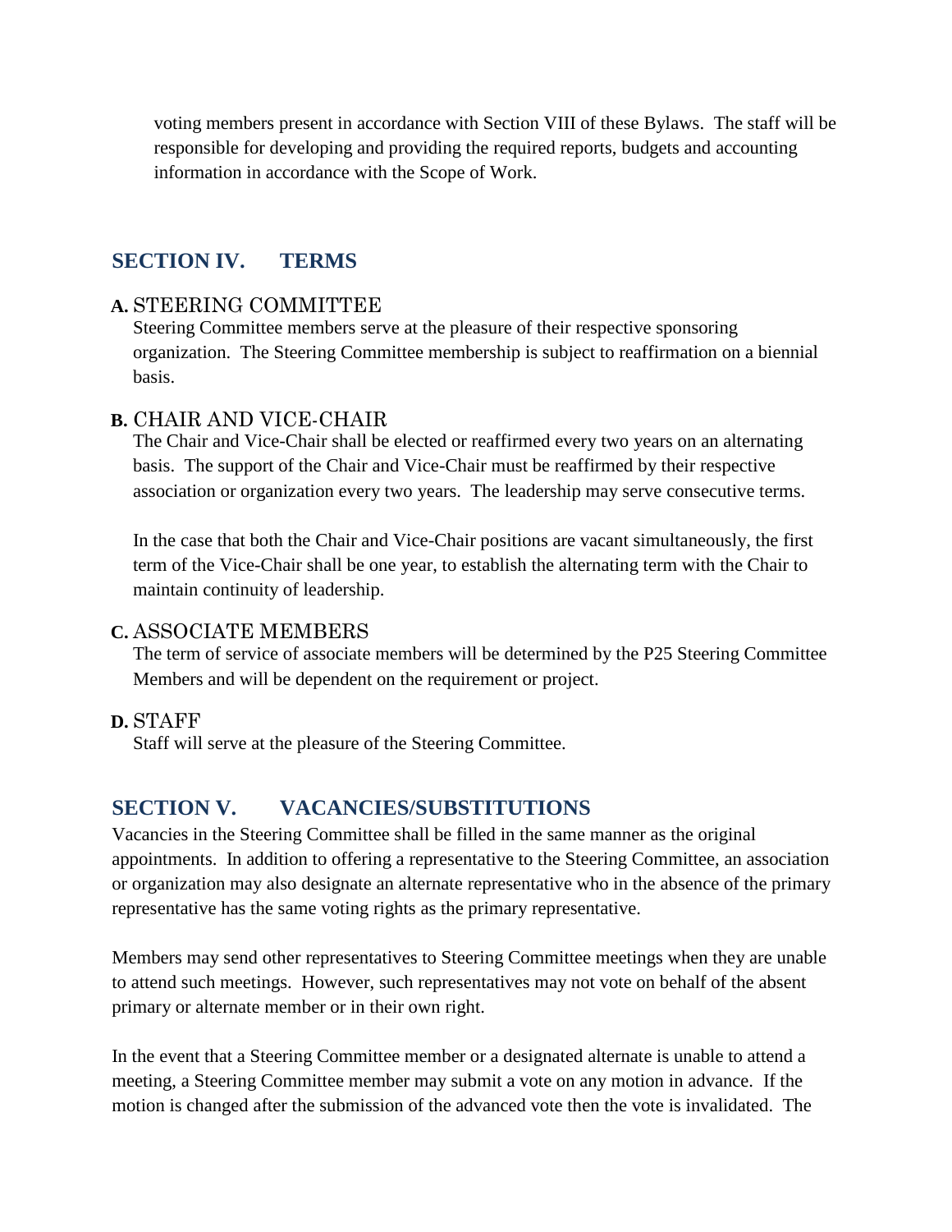voting members present in accordance with Section VIII of these Bylaws. The staff will be responsible for developing and providing the required reports, budgets and accounting information in accordance with the Scope of Work.

## SECTION IV. TERMS

### A. STEERING COMMITTEE

Steering Committee members serve at the pleasure of their respective sponsoring organization. The Steering Committee membership is subject to reaffirmation on a biennial basis.

### B. CHAIR AND VICE-CHAIR

The Chair and Vice-Chair shall be elected or reaffirmed every two years on an alternating basis. The support of the Chair and Vice-Chair must be reaffirmed by their respective association or organization every two years. The leadership may serve consecutive terms.

In the case that both the Chair and Vice-Chair positions are vacant simultaneously, the first term of the Vice-Chair shall be one year, to establish the alternating term with the Chair to maintain continuity of leadership.

### C. ASSOCIATE MEMBERS

The term of service of associate members will be determined by the P25 Steering Committee Members and will be dependent on the requirement or project.

### D. STAFF

Staff will serve at the pleasure of the Steering Committee.

## SECTION V. VACANCIES/SUBSTITUTIONS

Vacancies in the Steering Committee shall be filled in the same manner as the original appointments. In addition to offering a representative to the Steering Committee, an association or organization may also designate an alternate representative who in the absence of the primary representative has the same voting rights as the primary representative.

Members may send other representatives to Steering Committee meetings when they are unable to attend such meetings. However, such representatives may not vote on behalf of the absent primary or alternate member or in their own right.

In the event that a Steering Committee member or a designated alternate is unable to attend a meeting, a Steering Committee member may submit a vote on any motion in advance. If the motion is changed after the submission of the advanced vote then the vote is invalidated. The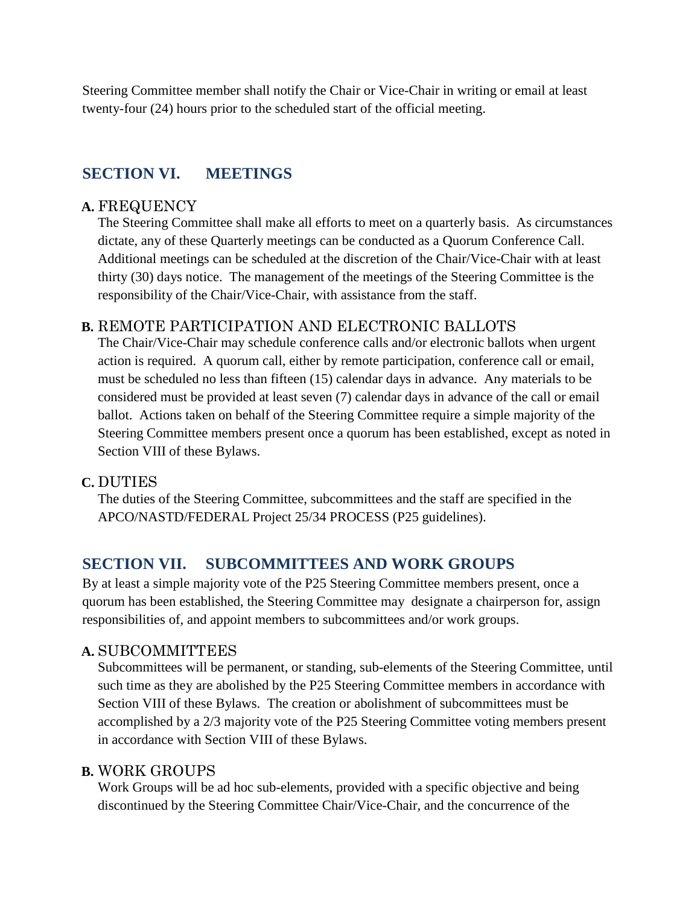Steering Committee member shall notify the Chair or Vice-Chair in writing or email at least twenty-four (24) hours prior to the scheduled start of the official meeting.

## SECTION VI. MEETINGS

### A. FREQUENCY

The Steering Committee shall make all efforts to meet on a quarterly basis. As circumstances dictate, any of these Quarterly meetings can be conducted as a Quorum Conference Call. Additional meetings can be scheduled at the discretion of the Chair/Vice-Chair with at least thirty (30) days notice. The management of the meetings of the Steering Committee is the responsibility of the Chair/Vice-Chair, with assistance from the staff.

### B. REMOTE PARTICIPATION AND ELECTRONIC BALLOTS

The Chair/Vice-Chair may schedule conference calls and/or electronic ballots when urgent action is required. A quorum call, either by remote participation, conference call or email, must be scheduled no less than fifteen (15) calendar days in advance. Any materials to be considered must be provided at least seven (7) calendar days in advance of the call or email ballot. Actions taken on behalf of the Steering Committee require a simple majority of the Steering Committee members present once a quorum has been established, except as noted in Section VIII of these Bylaws.

### C. DUTIES

The duties of the Steering Committee, subcommittees and the staff are specified in the APCO/NASTD/FEDERAL Project 25/34 PROCESS (P25 guidelines).

## SECTION VII. SUBCOMMITTEES AND WORK GROUPS

By at least a simple majority vote of the P25 Steering Committee members present, once a quorum has been established, the Steering Committee may designate a chairperson for, assign responsibilities of, and appoint members to subcommittees and/or work groups.

### A. SUBCOMMITTEES

Subcommittees will be permanent, or standing, sub-elements of the Steering Committee, until such time as they are abolished by the P25 Steering Committee members in accordance with Section VIII of these Bylaws. The creation or abolishment of subcommittees must be accomplished by a 2/3 majority vote of the P25 Steering Committee voting members present in accordance with Section VIII of these Bylaws.

### B. WORK GROUPS

Work Groups will be ad hoc sub-elements, provided with a specific objective and being discontinued by the Steering Committee Chair/Vice-Chair, and the concurrence of the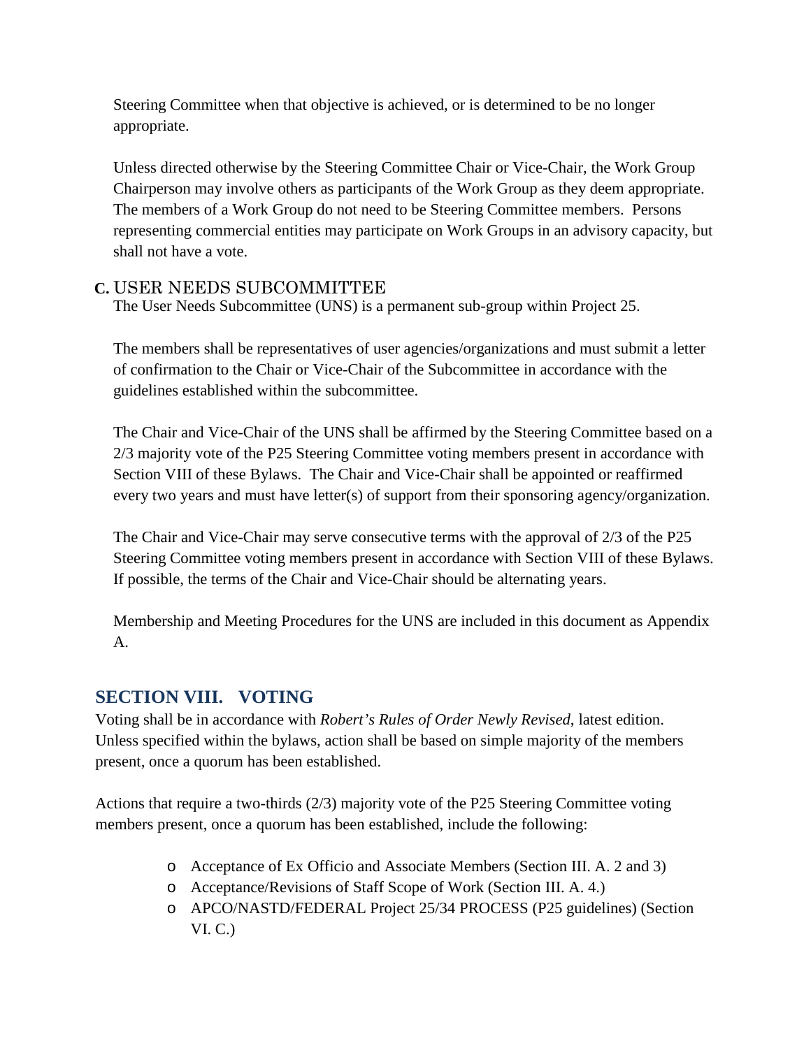Steering Committee when that objective is achieved, or is determined to be no longer appropriate.

Unless directed otherwise by the Steering Committee Chair or Vice-Chair, the Work Group Chairperson may involve others as participants of the Work Group as they deem appropriate. The members of a Work Group do not need to be Steering Committee members. Persons representing commercial entities may participate on Work Groups in an advisory capacity, but shall not have a vote.

### C. USER NEEDS SUBCOMMITTEE

The User Needs Subcommittee (UNS) is a permanent sub-group within Project 25.

The members shall be representatives of user agencies/organizations and must submit a letter of confirmation to the Chair or Vice-Chair of the Subcommittee in accordance with the guidelines established within the subcommittee.

The Chair and Vice-Chair of the UNS shall be affirmed by the Steering Committee based on a 2/3 majority vote of the P25 Steering Committee voting members present in accordance with Section VIII of these Bylaws. The Chair and Vice-Chair shall be appointed or reaffirmed every two years and must have letter(s) of support from their sponsoring agency/organization.

The Chair and Vice-Chair may serve consecutive terms with the approval of 2/3 of the P25 Steering Committee voting members present in accordance with Section VIII of these Bylaws. If possible, the terms of the Chair and Vice-Chair should be alternating years.

Membership and Meeting Procedures for the UNS are included in this document as Appendix A.

## SECTION VIII. VOTING

Voting shall be in accordance with *Robert's Rules of Order Newly Revised*, latest edition. Unless specified within the bylaws, action shall be based on simple majority of the members present, once a quorum has been established.

Actions that require a two-thirds (2/3) majority vote of the P25 Steering Committee voting members present, once a quorum has been established, include the following:

- Acceptance of Ex Officio and Associate Members (Section III. A. 2 and 3)
- Acceptance/Revisions of Staff Scope of Work (Section III. A. 4.)
- APCO/NASTD/FEDERAL Project 25/34 PROCESS (P25 guidelines) (Section VI. C.)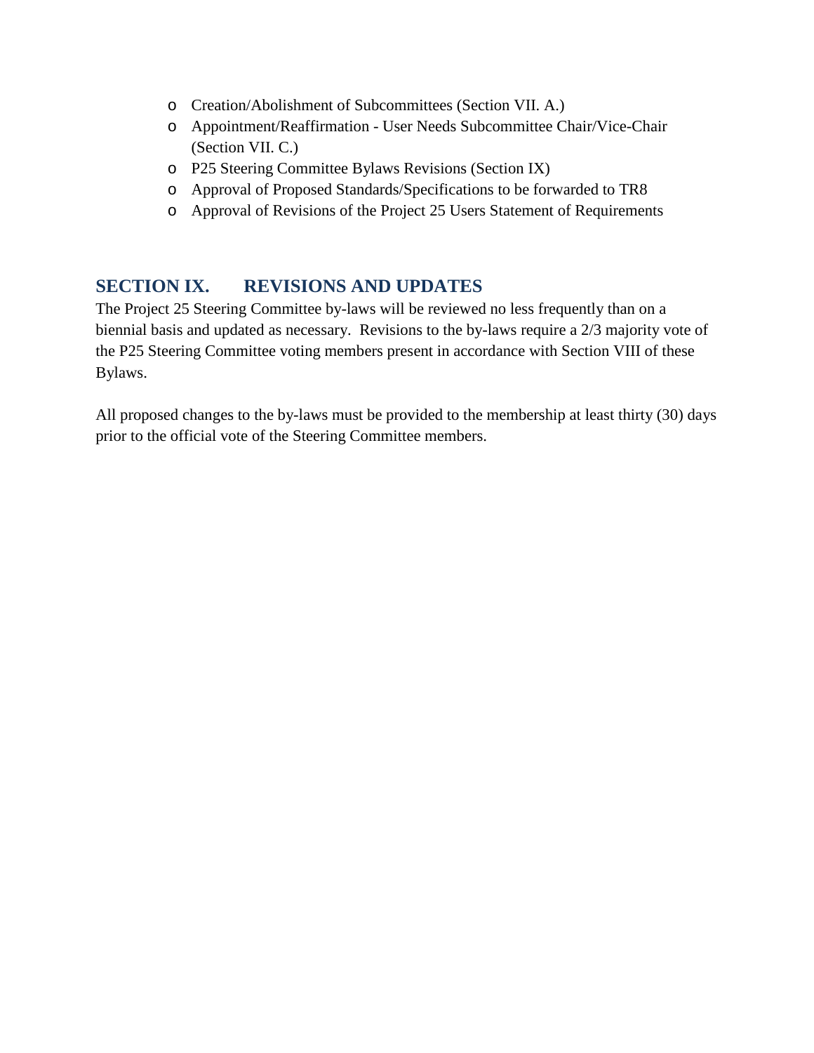- Creation/Abolishment of Subcommittees (Section VII. A.)
- Appointment/Reaffirmation - User Needs Subcommittee Chair/Vice-Chair (Section VII. C.)
- P25 Steering Committee Bylaws Revisions (Section IX)
- Approval of Proposed Standards/Specifications to be forwarded to TR8
- Approval of Revisions of the Project 25 Users Statement of Requirements

## SECTION IX. REVISIONS AND UPDATES

The Project 25 Steering Committee by-laws will be reviewed no less frequently than on a biennial basis and updated as necessary. Revisions to the by-laws require a 2/3 majority vote of the P25 Steering Committee voting members present in accordance with Section VIII of these Bylaws.

All proposed changes to the by-laws must be provided to the membership at least thirty (30) days prior to the official vote of the Steering Committee members.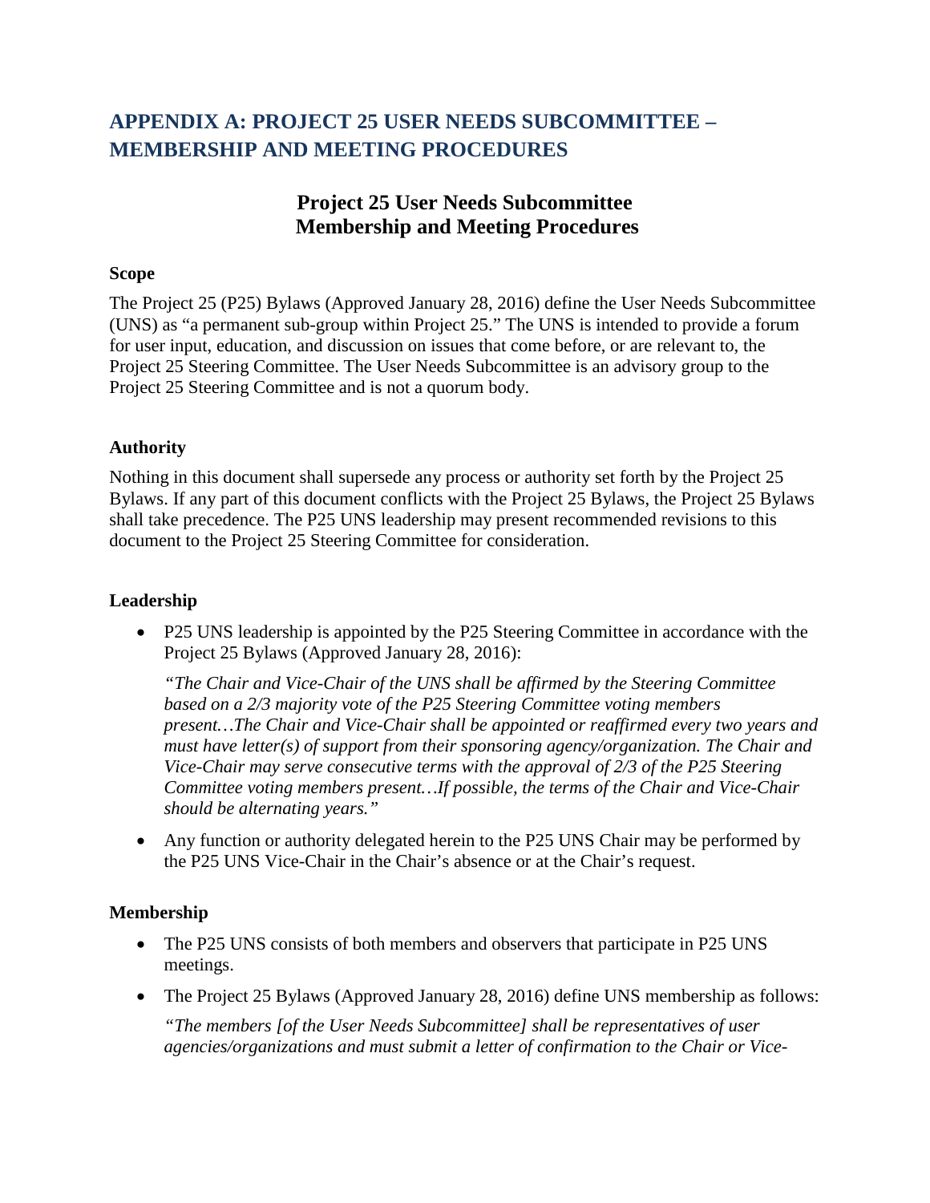# APPENDIX A: PROJECT 25 USER NEEDS SUBCOMMITTEE – MEMBERSHIP AND MEETING PROCEDURES

## Project 25 User Needs Subcommittee Membership and Meeting Procedures

**Scope**

The Project 25 (P25) Bylaws (Approved January 28, 2016) define the User Needs Subcommittee (UNS) as "a permanent sub-group within Project 25." The UNS is intended to provide a forum for user input, education, and discussion on issues that come before, or are relevant to, the Project 25 Steering Committee. The User Needs Subcommittee is an advisory group to the Project 25 Steering Committee and is not a quorum body.

**Authority**

Nothing in this document shall supersede any process or authority set forth by the Project 25 Bylaws. If any part of this document conflicts with the Project 25 Bylaws, the Project 25 Bylaws shall take precedence. The P25 UNS leadership may present recommended revisions to this document to the Project 25 Steering Committee for consideration.

**Leadership**

- P25 UNS leadership is appointed by the P25 Steering Committee in accordance with the Project 25 Bylaws (Approved January 28, 2016):

  *"The Chair and Vice-Chair of the UNS shall be affirmed by the Steering Committee based on a 2/3 majority vote of the P25 Steering Committee voting members present…The Chair and Vice-Chair shall be appointed or reaffirmed every two years and must have letter(s) of support from their sponsoring agency/organization. The Chair and Vice-Chair may serve consecutive terms with the approval of 2/3 of the P25 Steering Committee voting members present…If possible, the terms of the Chair and Vice-Chair should be alternating years."*

- Any function or authority delegated herein to the P25 UNS Chair may be performed by the P25 UNS Vice-Chair in the Chair's absence or at the Chair's request.

**Membership**

- The P25 UNS consists of both members and observers that participate in P25 UNS meetings.

- The Project 25 Bylaws (Approved January 28, 2016) define UNS membership as follows:

  *"The members [of the User Needs Subcommittee] shall be representatives of user agencies/organizations and must submit a letter of confirmation to the Chair or Vice-*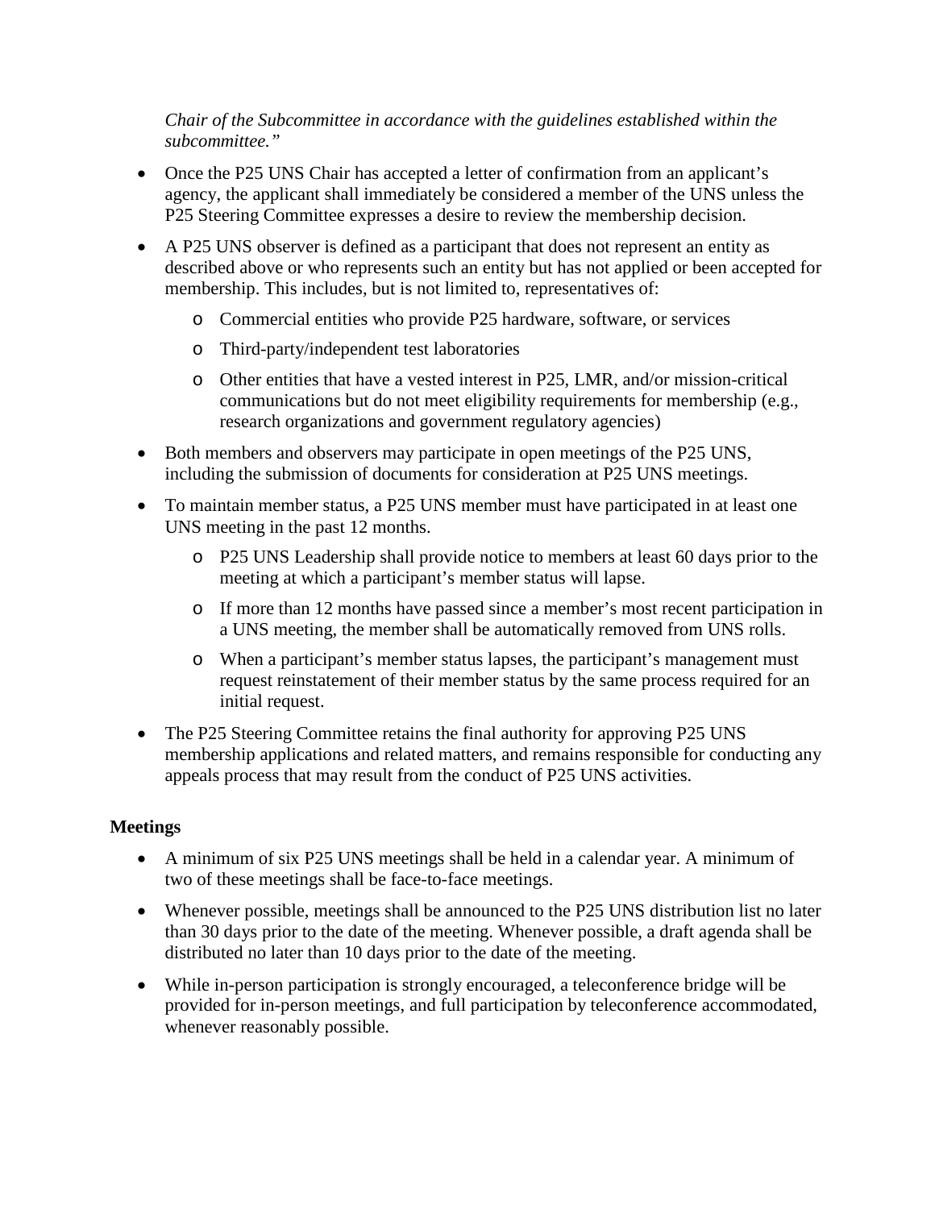*Chair of the Subcommittee in accordance with the guidelines established within the subcommittee."*

- Once the P25 UNS Chair has accepted a letter of confirmation from an applicant's agency, the applicant shall immediately be considered a member of the UNS unless the P25 Steering Committee expresses a desire to review the membership decision.
- A P25 UNS observer is defined as a participant that does not represent an entity as described above or who represents such an entity but has not applied or been accepted for membership. This includes, but is not limited to, representatives of:
    - Commercial entities who provide P25 hardware, software, or services
    - Third-party/independent test laboratories
    - Other entities that have a vested interest in P25, LMR, and/or mission-critical communications but do not meet eligibility requirements for membership (e.g., research organizations and government regulatory agencies)
- Both members and observers may participate in open meetings of the P25 UNS, including the submission of documents for consideration at P25 UNS meetings.
- To maintain member status, a P25 UNS member must have participated in at least one UNS meeting in the past 12 months.
    - P25 UNS Leadership shall provide notice to members at least 60 days prior to the meeting at which a participant's member status will lapse.
    - If more than 12 months have passed since a member's most recent participation in a UNS meeting, the member shall be automatically removed from UNS rolls.
    - When a participant's member status lapses, the participant's management must request reinstatement of their member status by the same process required for an initial request.
- The P25 Steering Committee retains the final authority for approving P25 UNS membership applications and related matters, and remains responsible for conducting any appeals process that may result from the conduct of P25 UNS activities.

**Meetings**

- A minimum of six P25 UNS meetings shall be held in a calendar year. A minimum of two of these meetings shall be face-to-face meetings.
- Whenever possible, meetings shall be announced to the P25 UNS distribution list no later than 30 days prior to the date of the meeting. Whenever possible, a draft agenda shall be distributed no later than 10 days prior to the date of the meeting.
- While in-person participation is strongly encouraged, a teleconference bridge will be provided for in-person meetings, and full participation by teleconference accommodated, whenever reasonably possible.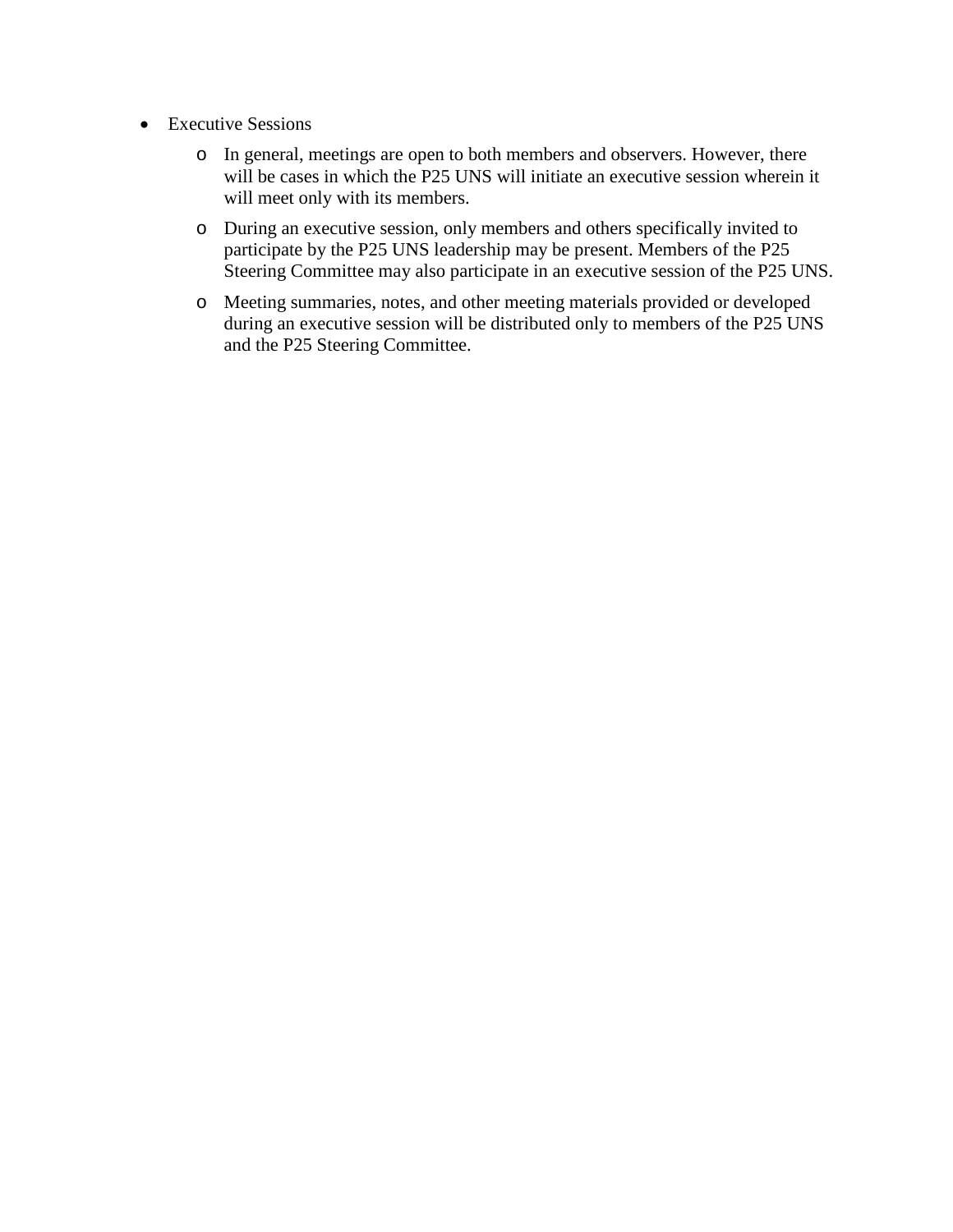- Executive Sessions
  - In general, meetings are open to both members and observers. However, there will be cases in which the P25 UNS will initiate an executive session wherein it will meet only with its members.
  - During an executive session, only members and others specifically invited to participate by the P25 UNS leadership may be present. Members of the P25 Steering Committee may also participate in an executive session of the P25 UNS.
  - Meeting summaries, notes, and other meeting materials provided or developed during an executive session will be distributed only to members of the P25 UNS and the P25 Steering Committee.